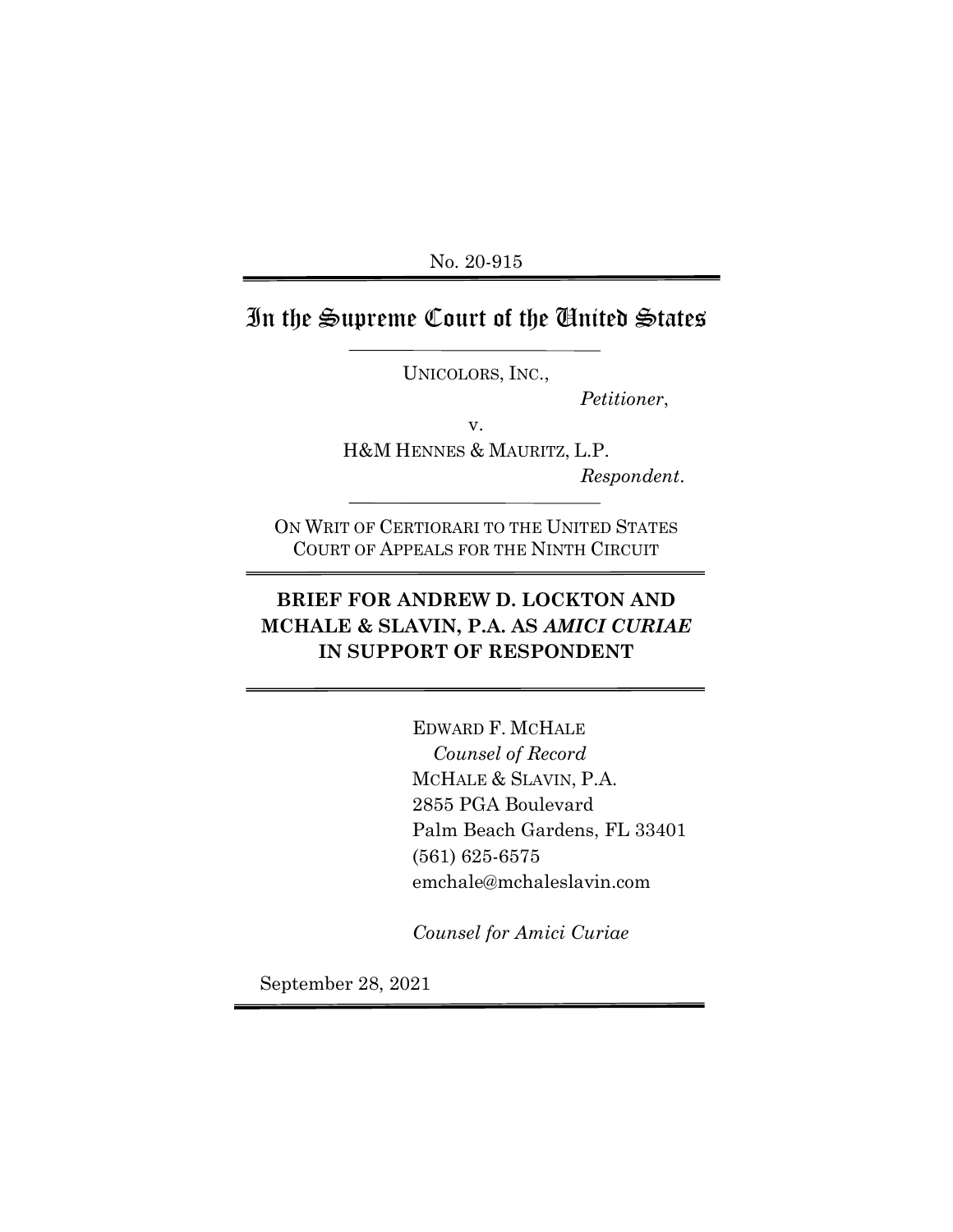No. 20-915

# In the Supreme Court of the United States

UNICOLORS, INC.,

*Petitioner*,

v.

H&M HENNES & MAURITZ, L.P.

*Respondent*.

ON WRIT OF CERTIORARI TO THE UNITED STATES COURT OF APPEALS FOR THE NINTH CIRCUIT

## BRIEF FOR ANDREW D. LOCKTON AND MCHALE & SLAVIN, P.A. AS *AMICI CURIAE* IN SUPPORT OF RESPONDENT

EDWARD F. MCHALE
*Counsel of Record*
MCHALE & SLAVIN, P.A.
2855 PGA Boulevard
Palm Beach Gardens, FL 33401
(561) 625-6575
emchale@mchaleslavin.com

*Counsel for Amici Curiae*

September 28, 2021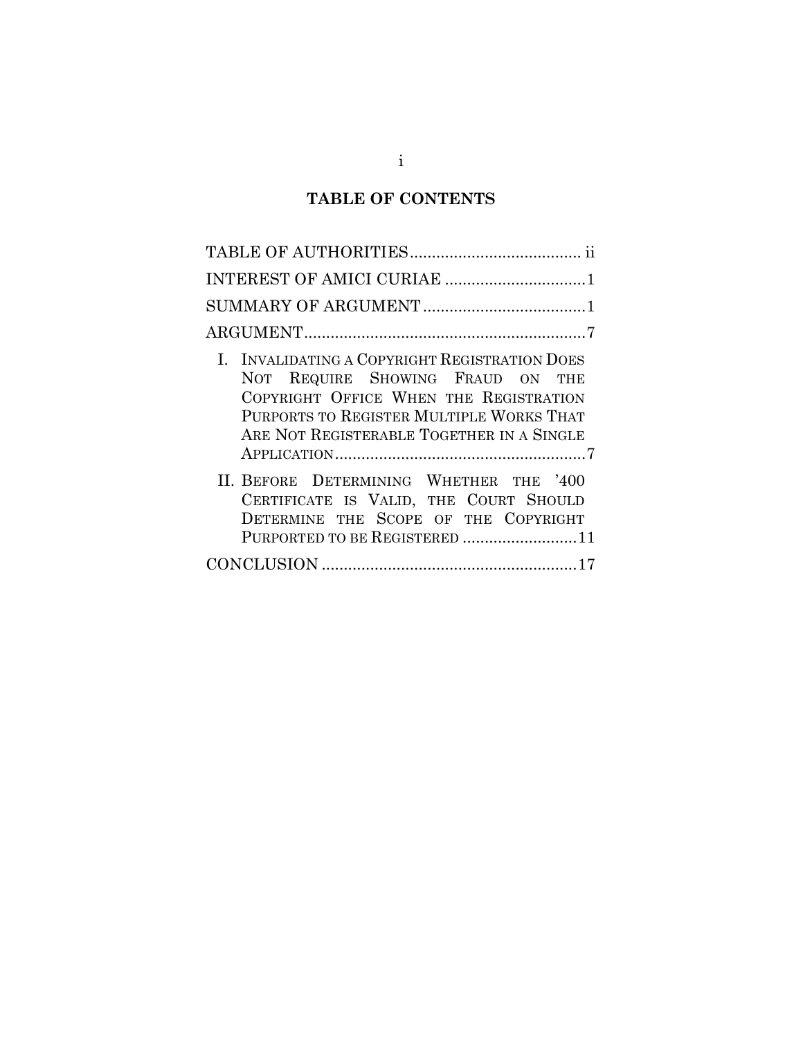## TABLE OF CONTENTS

TABLE OF AUTHORITIES ..................................... ii

INTEREST OF AMICI CURIAE ...............................1

SUMMARY OF ARGUMENT ....................................1

ARGUMENT...............................................................7

I. INVALIDATING A COPYRIGHT REGISTRATION DOES NOT REQUIRE SHOWING FRAUD ON THE COPYRIGHT OFFICE WHEN THE REGISTRATION PURPORTS TO REGISTER MULTIPLE WORKS THAT ARE NOT REGISTERABLE TOGETHER IN A SINGLE APPLICATION........................................................7

II. BEFORE DETERMINING WHETHER THE '400 CERTIFICATE IS VALID, THE COURT SHOULD DETERMINE THE SCOPE OF THE COPYRIGHT PURPORTED TO BE REGISTERED .........................11

CONCLUSION .........................................................17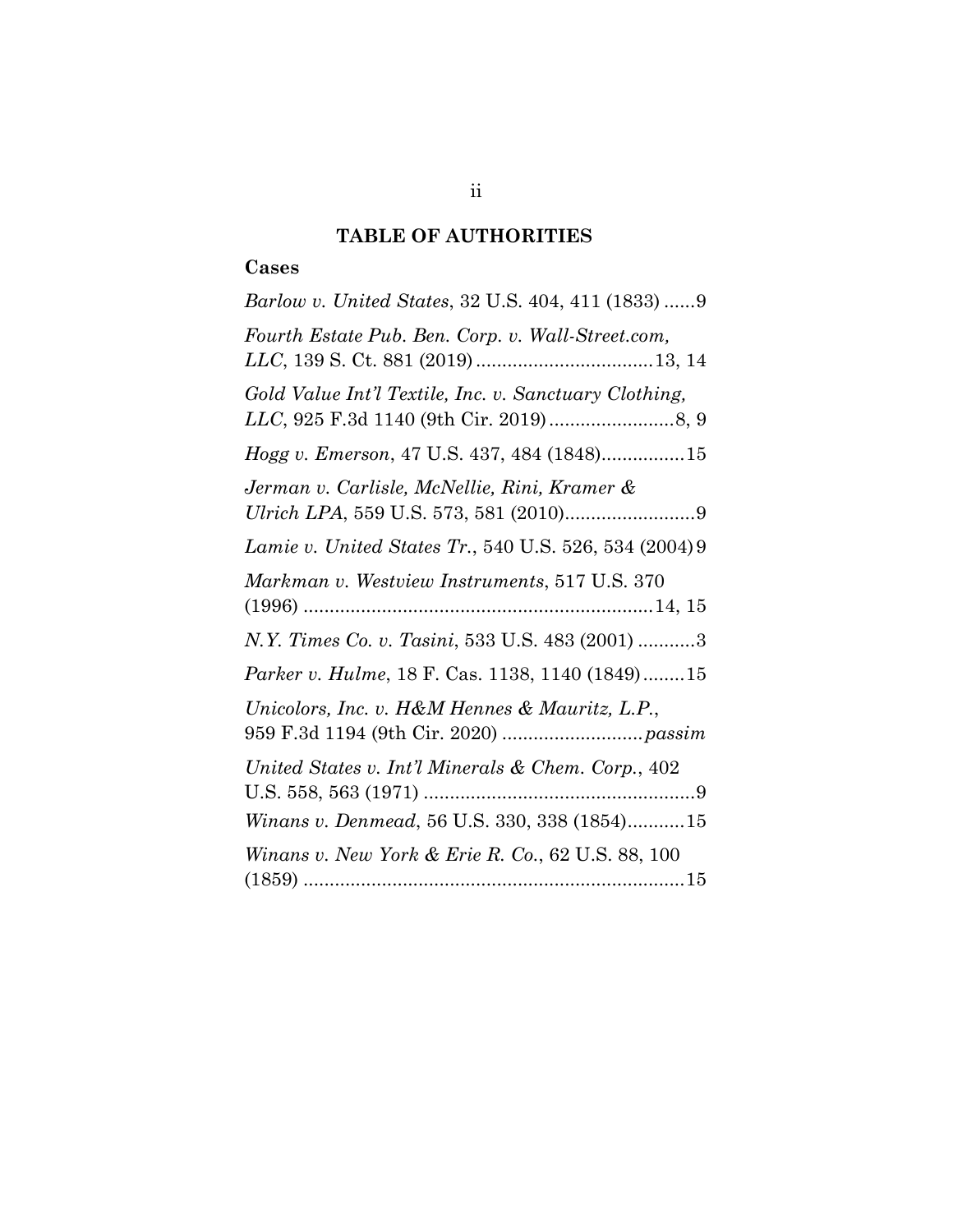## TABLE OF AUTHORITIES

### Cases

*Barlow v. United States*, 32 U.S. 404, 411 (1833) ......9

*Fourth Estate Pub. Ben. Corp. v. Wall-Street.com, LLC*, 139 S. Ct. 881 (2019) ..................................13, 14

*Gold Value Int'l Textile, Inc. v. Sanctuary Clothing, LLC*, 925 F.3d 1140 (9th Cir. 2019) ........................8, 9

*Hogg v. Emerson*, 47 U.S. 437, 484 (1848)................15

*Jerman v. Carlisle, McNellie, Rini, Kramer & Ulrich LPA*, 559 U.S. 573, 581 (2010).........................9

*Lamie v. United States Tr.*, 540 U.S. 526, 534 (2004) 9

*Markman v. Westview Instruments*, 517 U.S. 370 (1996) ...................................................................14, 15

*N.Y. Times Co. v. Tasini*, 533 U.S. 483 (2001) ...........3

*Parker v. Hulme*, 18 F. Cas. 1138, 1140 (1849)........15

*Unicolors, Inc. v. H&M Hennes & Mauritz, L.P.*, 959 F.3d 1194 (9th Cir. 2020) ...........................*passim*

*United States v. Int'l Minerals & Chem. Corp.*, 402 U.S. 558, 563 (1971) ....................................................9

*Winans v. Denmead*, 56 U.S. 330, 338 (1854)...........15

*Winans v. New York & Erie R. Co.*, 62 U.S. 88, 100 (1859) ..........................................................................15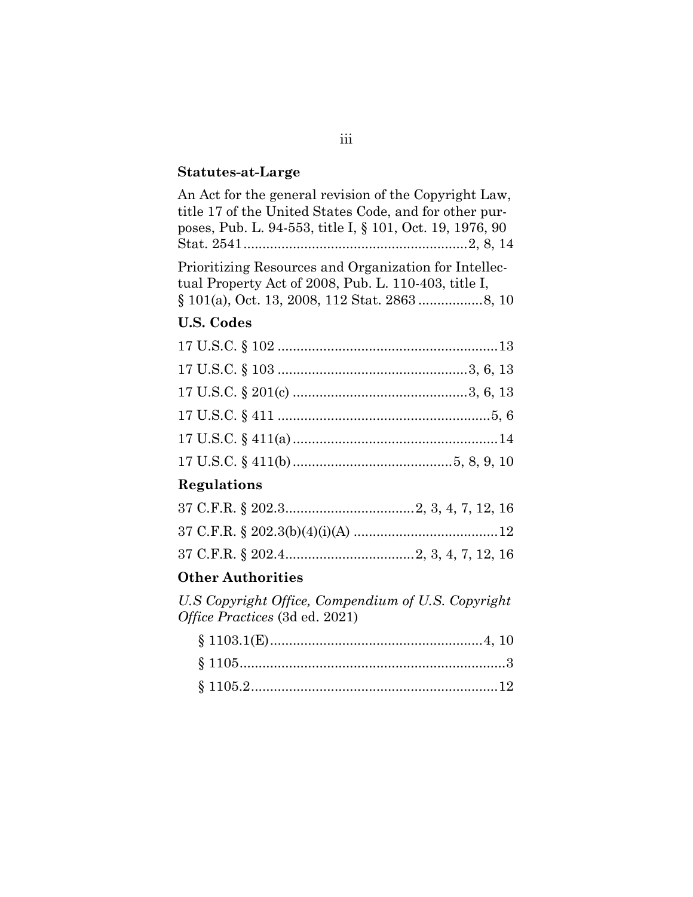**Statutes-at-Large**

An Act for the general revision of the Copyright Law, title 17 of the United States Code, and for other purposes, Pub. L. 94-553, title I, § 101, Oct. 19, 1976, 90 Stat. 2541..........................................................2, 8, 14

Prioritizing Resources and Organization for Intellectual Property Act of 2008, Pub. L. 110-403, title I, § 101(a), Oct. 13, 2008, 112 Stat. 2863 .................8, 10

**U.S. Codes**

17 U.S.C. § 102 ..........................................................13

17 U.S.C. § 103 ..................................................3, 6, 13

17 U.S.C. § 201(c) ..............................................3, 6, 13

17 U.S.C. § 411 .........................................................5, 6

17 U.S.C. § 411(a).......................................................14

17 U.S.C. § 411(b) ..........................................5, 8, 9, 10

**Regulations**

37 C.F.R. § 202.3..................................2, 3, 4, 7, 12, 16

37 C.F.R. § 202.3(b)(4)(i)(A) ......................................12

37 C.F.R. § 202.4..................................2, 3, 4, 7, 12, 16

**Other Authorities**

*U.S Copyright Office, Compendium of U.S. Copyright Office Practices* (3d ed. 2021)

§ 1103.1(E)........................................................4, 10

§ 1105.......................................................................3

§ 1105.2.................................................................12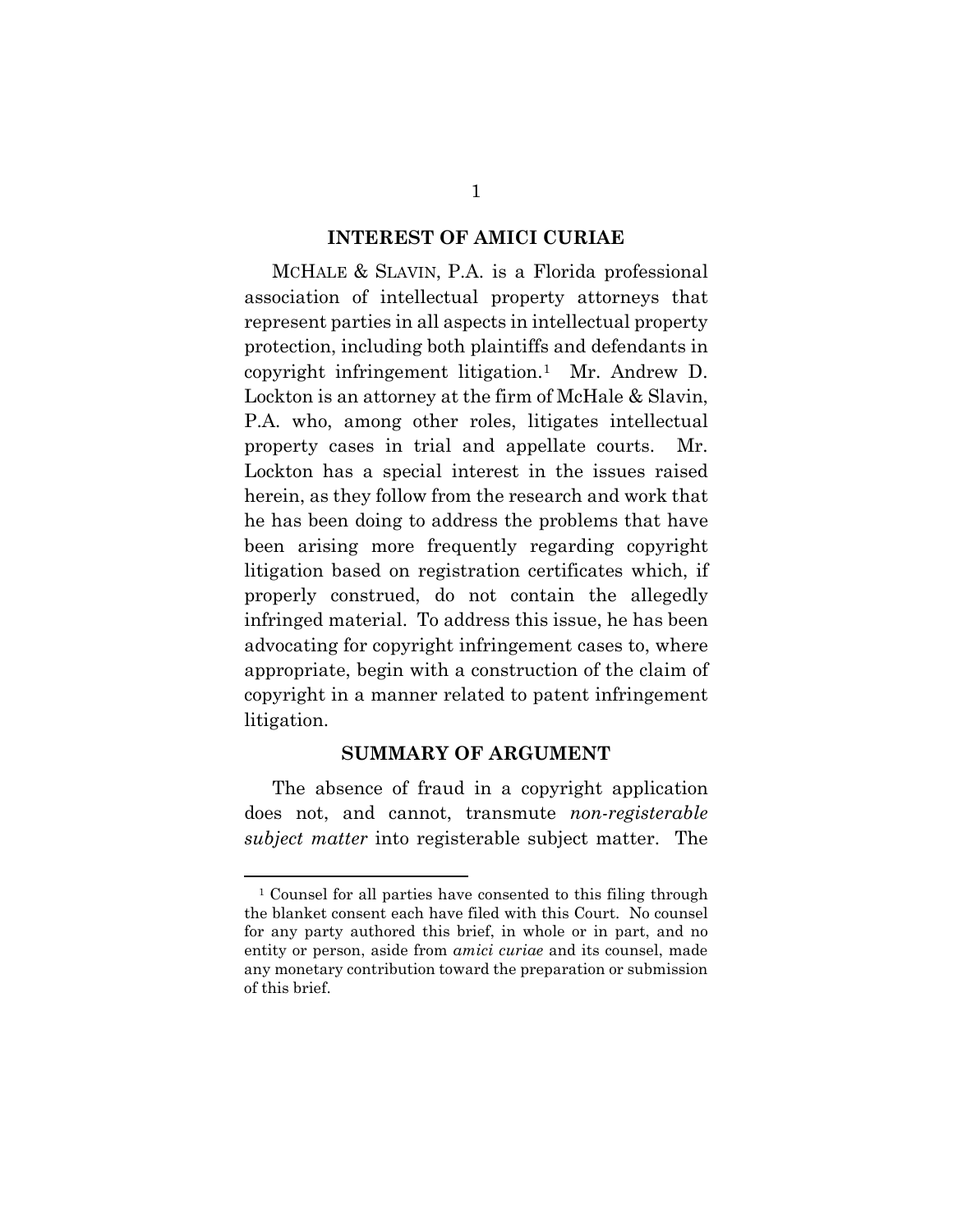## INTEREST OF AMICI CURIAE

MCHALE & SLAVIN, P.A. is a Florida professional association of intellectual property attorneys that represent parties in all aspects in intellectual property protection, including both plaintiffs and defendants in copyright infringement litigation.[1] Mr. Andrew D. Lockton is an attorney at the firm of McHale & Slavin, P.A. who, among other roles, litigates intellectual property cases in trial and appellate courts. Mr. Lockton has a special interest in the issues raised herein, as they follow from the research and work that he has been doing to address the problems that have been arising more frequently regarding copyright litigation based on registration certificates which, if properly construed, do not contain the allegedly infringed material. To address this issue, he has been advocating for copyright infringement cases to, where appropriate, begin with a construction of the claim of copyright in a manner related to patent infringement litigation.

## SUMMARY OF ARGUMENT

The absence of fraud in a copyright application does not, and cannot, transmute *non-registerable subject matter* into registerable subject matter. The

[1] Counsel for all parties have consented to this filing through the blanket consent each have filed with this Court. No counsel for any party authored this brief, in whole or in part, and no entity or person, aside from *amici curiae* and its counsel, made any monetary contribution toward the preparation or submission of this brief.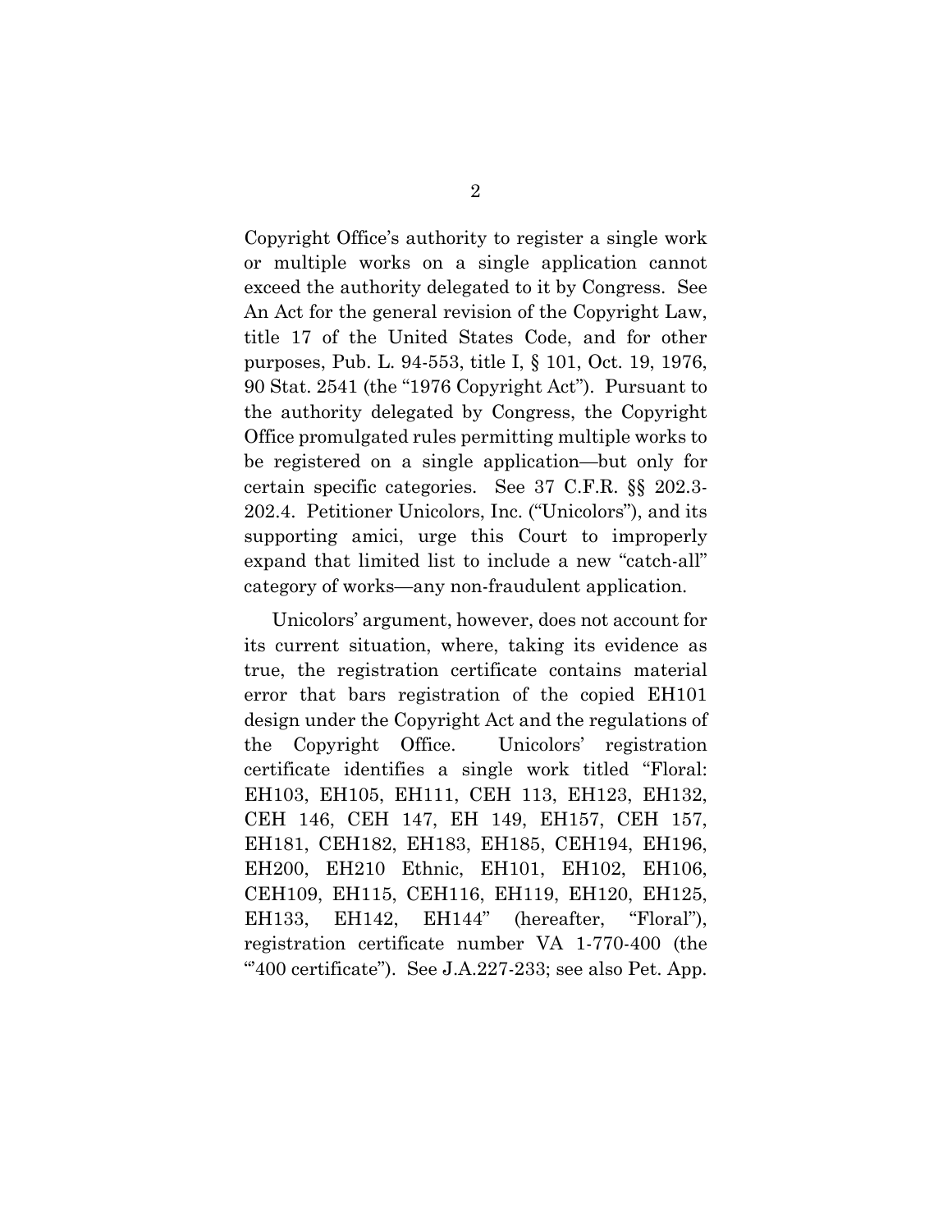Copyright Office's authority to register a single work or multiple works on a single application cannot exceed the authority delegated to it by Congress. See An Act for the general revision of the Copyright Law, title 17 of the United States Code, and for other purposes, Pub. L. 94-553, title I, § 101, Oct. 19, 1976, 90 Stat. 2541 (the "1976 Copyright Act"). Pursuant to the authority delegated by Congress, the Copyright Office promulgated rules permitting multiple works to be registered on a single application—but only for certain specific categories. See 37 C.F.R. §§ 202.3-202.4. Petitioner Unicolors, Inc. ("Unicolors"), and its supporting amici, urge this Court to improperly expand that limited list to include a new "catch-all" category of works—any non-fraudulent application.

Unicolors' argument, however, does not account for its current situation, where, taking its evidence as true, the registration certificate contains material error that bars registration of the copied EH101 design under the Copyright Act and the regulations of the Copyright Office. Unicolors' registration certificate identifies a single work titled "Floral: EH103, EH105, EH111, CEH 113, EH123, EH132, CEH 146, CEH 147, EH 149, EH157, CEH 157, EH181, CEH182, EH183, EH185, CEH194, EH196, EH200, EH210 Ethnic, EH101, EH102, EH106, CEH109, EH115, CEH116, EH119, EH120, EH125, EH133, EH142, EH144" (hereafter, "Floral"), registration certificate number VA 1-770-400 (the "'400 certificate"). See J.A.227-233; see also Pet. App.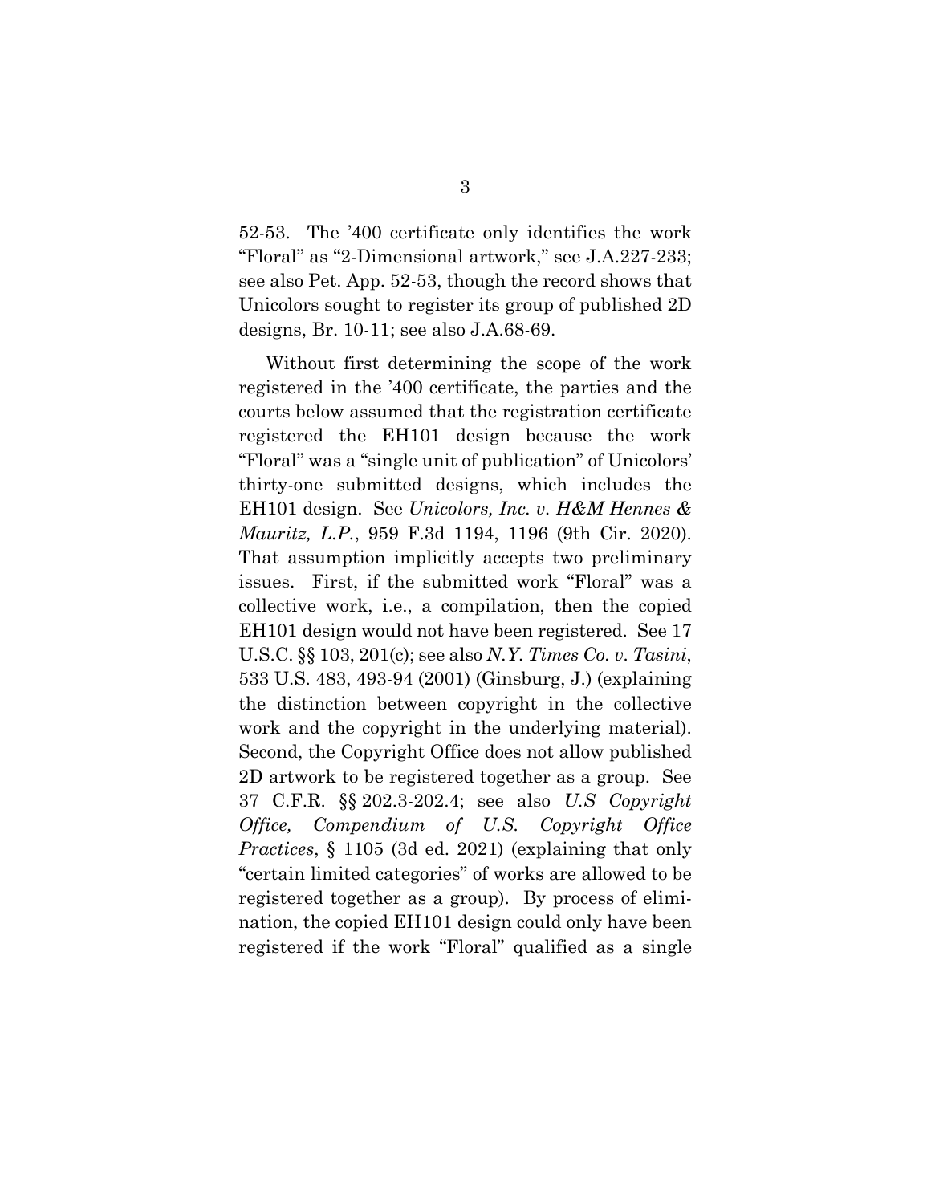52-53. The ’400 certificate only identifies the work “Floral” as “2-Dimensional artwork,” see J.A.227-233; see also Pet. App. 52-53, though the record shows that Unicolors sought to register its group of published 2D designs, Br. 10-11; see also J.A.68-69.

Without first determining the scope of the work registered in the ’400 certificate, the parties and the courts below assumed that the registration certificate registered the EH101 design because the work “Floral” was a “single unit of publication” of Unicolors’ thirty-one submitted designs, which includes the EH101 design. See *Unicolors, Inc. v. H&M Hennes & Mauritz, L.P.*, 959 F.3d 1194, 1196 (9th Cir. 2020). That assumption implicitly accepts two preliminary issues. First, if the submitted work “Floral” was a collective work, i.e., a compilation, then the copied EH101 design would not have been registered. See 17 U.S.C. §§ 103, 201(c); see also *N.Y. Times Co. v. Tasini*, 533 U.S. 483, 493-94 (2001) (Ginsburg, J.) (explaining the distinction between copyright in the collective work and the copyright in the underlying material). Second, the Copyright Office does not allow published 2D artwork to be registered together as a group. See 37 C.F.R. §§ 202.3-202.4; see also *U.S Copyright Office, Compendium of U.S. Copyright Office Practices*, § 1105 (3d ed. 2021) (explaining that only “certain limited categories” of works are allowed to be registered together as a group). By process of elimination, the copied EH101 design could only have been registered if the work “Floral” qualified as a single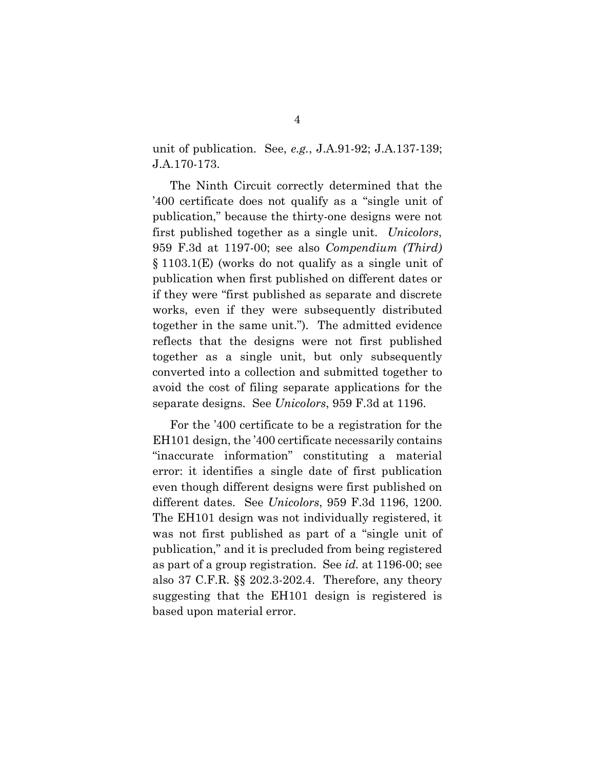unit of publication. See, *e.g.*, J.A.91-92; J.A.137-139; J.A.170-173.

The Ninth Circuit correctly determined that the '400 certificate does not qualify as a "single unit of publication," because the thirty-one designs were not first published together as a single unit. *Unicolors*, 959 F.3d at 1197-00; see also *Compendium (Third)* § 1103.1(E) (works do not qualify as a single unit of publication when first published on different dates or if they were "first published as separate and discrete works, even if they were subsequently distributed together in the same unit."). The admitted evidence reflects that the designs were not first published together as a single unit, but only subsequently converted into a collection and submitted together to avoid the cost of filing separate applications for the separate designs. See *Unicolors*, 959 F.3d at 1196.

For the '400 certificate to be a registration for the EH101 design, the '400 certificate necessarily contains "inaccurate information" constituting a material error: it identifies a single date of first publication even though different designs were first published on different dates. See *Unicolors*, 959 F.3d 1196, 1200. The EH101 design was not individually registered, it was not first published as part of a "single unit of publication," and it is precluded from being registered as part of a group registration. See *id.* at 1196-00; see also 37 C.F.R. §§ 202.3-202.4. Therefore, any theory suggesting that the EH101 design is registered is based upon material error.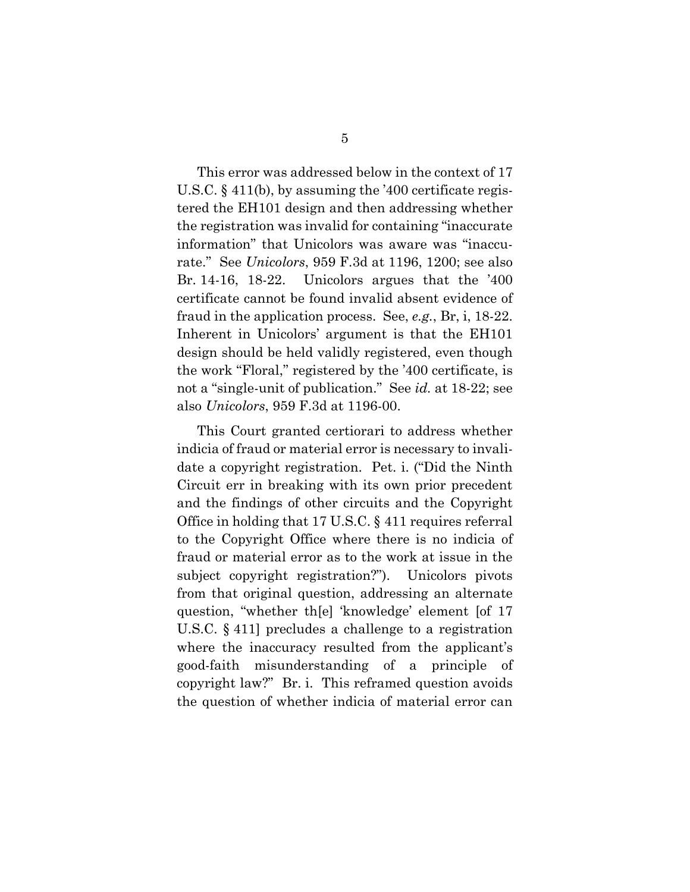This error was addressed below in the context of 17 U.S.C. § 411(b), by assuming the '400 certificate registered the EH101 design and then addressing whether the registration was invalid for containing "inaccurate information" that Unicolors was aware was "inaccurate." See *Unicolors*, 959 F.3d at 1196, 1200; see also Br. 14-16, 18-22. Unicolors argues that the '400 certificate cannot be found invalid absent evidence of fraud in the application process. See, *e.g.*, Br, i, 18-22. Inherent in Unicolors' argument is that the EH101 design should be held validly registered, even though the work "Floral," registered by the '400 certificate, is not a "single-unit of publication." See *id.* at 18-22; see also *Unicolors*, 959 F.3d at 1196-00.

This Court granted certiorari to address whether indicia of fraud or material error is necessary to invalidate a copyright registration. Pet. i. ("Did the Ninth Circuit err in breaking with its own prior precedent and the findings of other circuits and the Copyright Office in holding that 17 U.S.C. § 411 requires referral to the Copyright Office where there is no indicia of fraud or material error as to the work at issue in the subject copyright registration?"). Unicolors pivots from that original question, addressing an alternate question, "whether th[e] 'knowledge' element [of 17 U.S.C. § 411] precludes a challenge to a registration where the inaccuracy resulted from the applicant's good-faith misunderstanding of a principle of copyright law?" Br. i. This reframed question avoids the question of whether indicia of material error can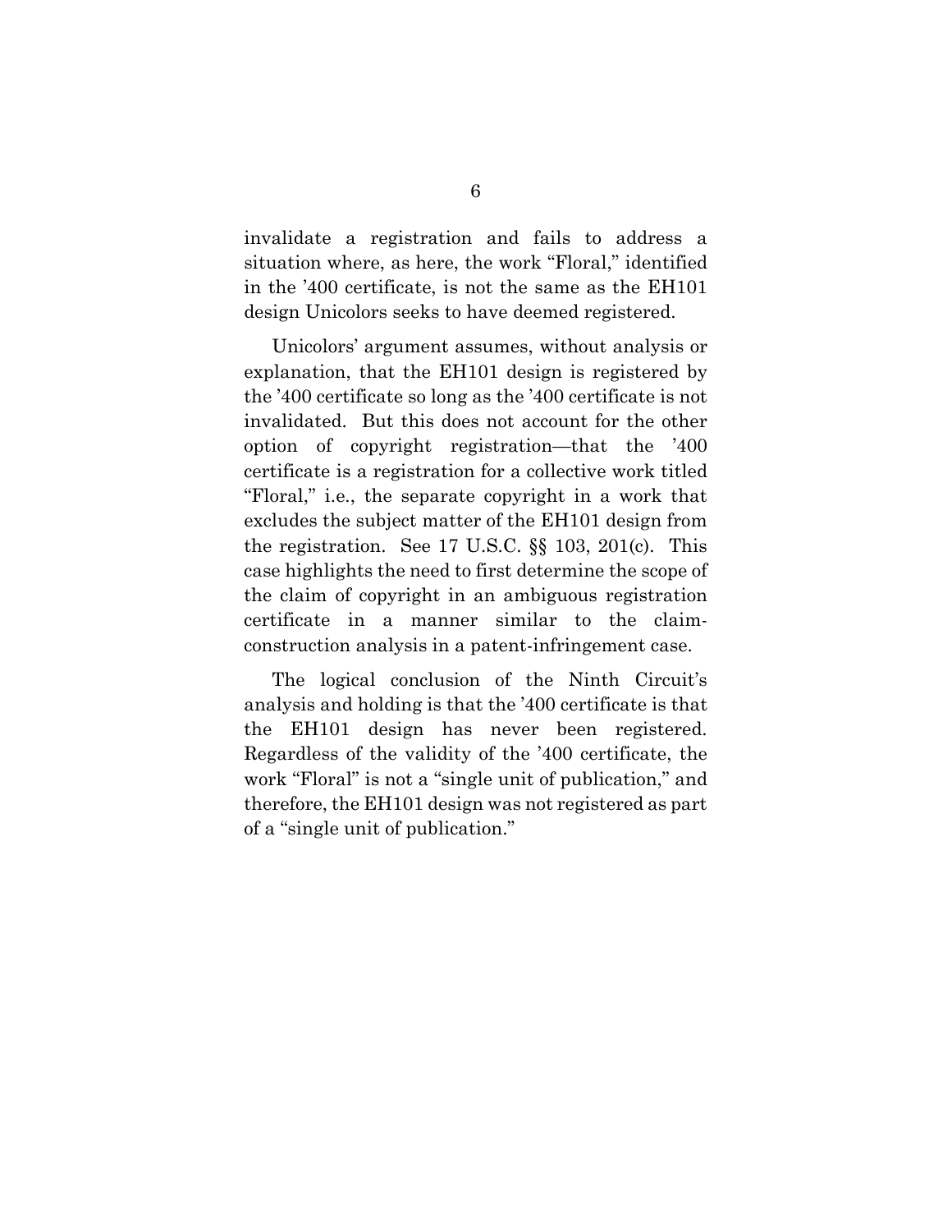invalidate a registration and fails to address a situation where, as here, the work "Floral," identified in the '400 certificate, is not the same as the EH101 design Unicolors seeks to have deemed registered.

Unicolors' argument assumes, without analysis or explanation, that the EH101 design is registered by the '400 certificate so long as the '400 certificate is not invalidated. But this does not account for the other option of copyright registration—that the '400 certificate is a registration for a collective work titled "Floral," i.e., the separate copyright in a work that excludes the subject matter of the EH101 design from the registration. See 17 U.S.C. §§ 103, 201(c). This case highlights the need to first determine the scope of the claim of copyright in an ambiguous registration certificate in a manner similar to the claim-construction analysis in a patent-infringement case.

The logical conclusion of the Ninth Circuit's analysis and holding is that the '400 certificate is that the EH101 design has never been registered. Regardless of the validity of the '400 certificate, the work "Floral" is not a "single unit of publication," and therefore, the EH101 design was not registered as part of a "single unit of publication."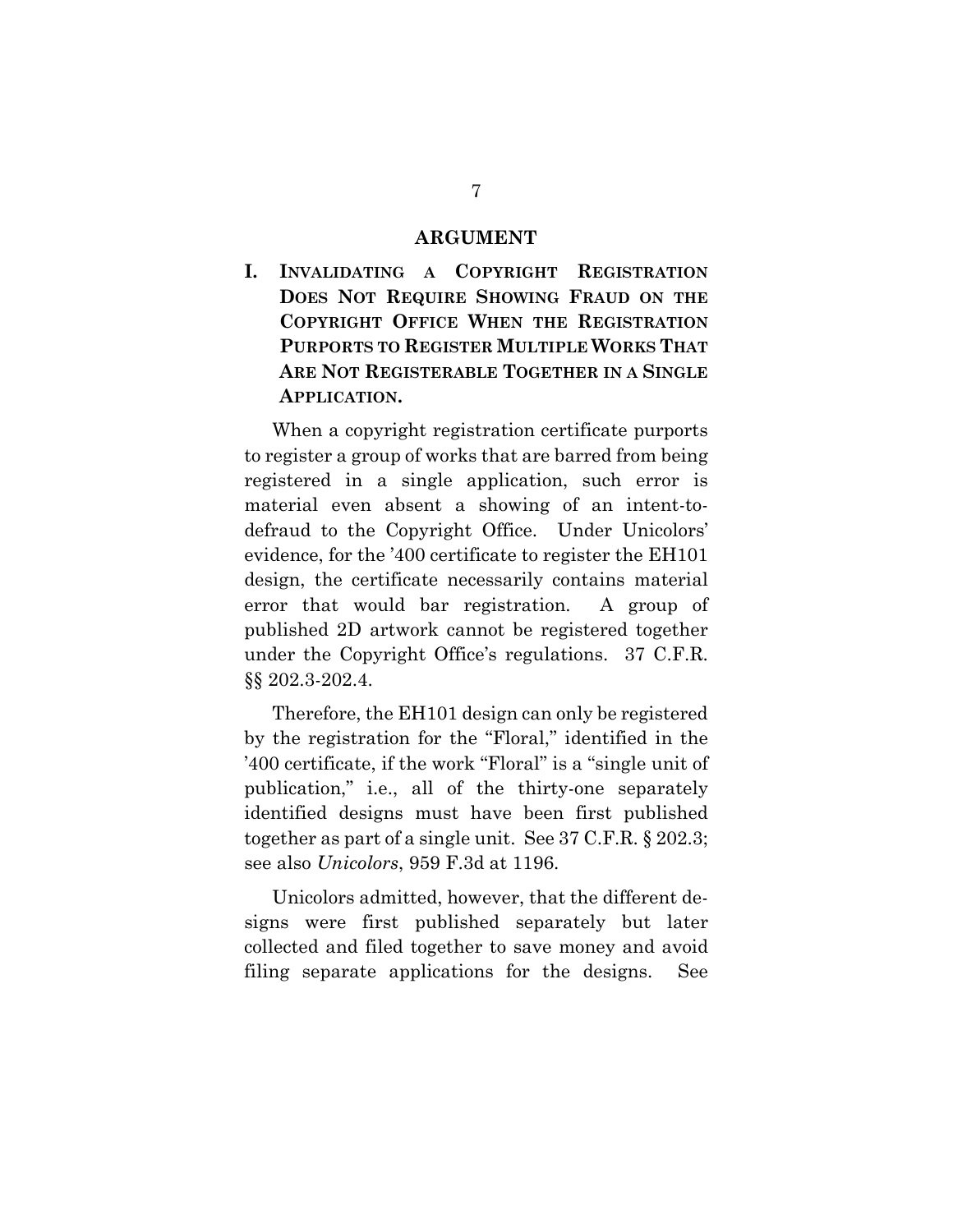## ARGUMENT

### I. INVALIDATING A COPYRIGHT REGISTRATION DOES NOT REQUIRE SHOWING FRAUD ON THE COPYRIGHT OFFICE WHEN THE REGISTRATION PURPORTS TO REGISTER MULTIPLE WORKS THAT ARE NOT REGISTERABLE TOGETHER IN A SINGLE APPLICATION.

When a copyright registration certificate purports to register a group of works that are barred from being registered in a single application, such error is material even absent a showing of an intent-to-defraud to the Copyright Office. Under Unicolors' evidence, for the '400 certificate to register the EH101 design, the certificate necessarily contains material error that would bar registration. A group of published 2D artwork cannot be registered together under the Copyright Office's regulations. 37 C.F.R. §§ 202.3-202.4.

Therefore, the EH101 design can only be registered by the registration for the "Floral," identified in the '400 certificate, if the work "Floral" is a "single unit of publication," i.e., all of the thirty-one separately identified designs must have been first published together as part of a single unit. See 37 C.F.R. § 202.3; see also *Unicolors*, 959 F.3d at 1196.

Unicolors admitted, however, that the different designs were first published separately but later collected and filed together to save money and avoid filing separate applications for the designs. See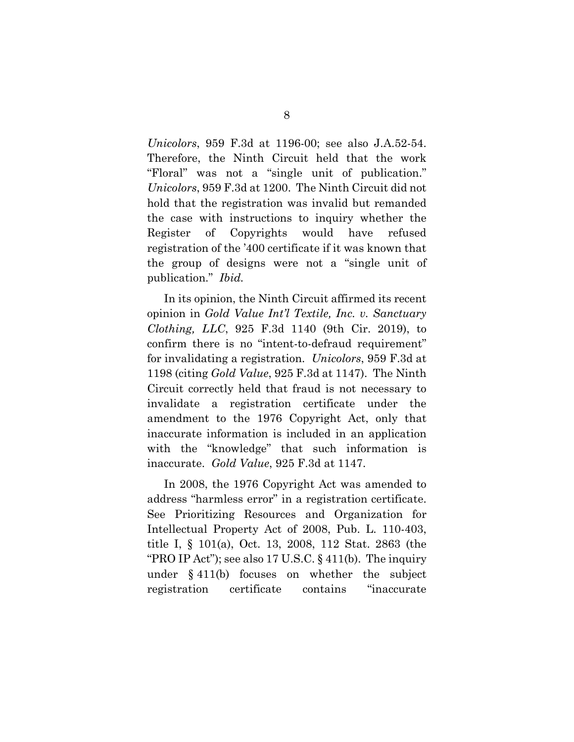*Unicolors*, 959 F.3d at 1196-00; see also J.A.52-54. Therefore, the Ninth Circuit held that the work "Floral" was not a "single unit of publication." *Unicolors*, 959 F.3d at 1200. The Ninth Circuit did not hold that the registration was invalid but remanded the case with instructions to inquiry whether the Register of Copyrights would have refused registration of the '400 certificate if it was known that the group of designs were not a "single unit of publication." *Ibid.*

In its opinion, the Ninth Circuit affirmed its recent opinion in *Gold Value Int'l Textile, Inc. v. Sanctuary Clothing, LLC*, 925 F.3d 1140 (9th Cir. 2019), to confirm there is no "intent-to-defraud requirement" for invalidating a registration. *Unicolors*, 959 F.3d at 1198 (citing *Gold Value*, 925 F.3d at 1147). The Ninth Circuit correctly held that fraud is not necessary to invalidate a registration certificate under the amendment to the 1976 Copyright Act, only that inaccurate information is included in an application with the "knowledge" that such information is inaccurate. *Gold Value*, 925 F.3d at 1147.

In 2008, the 1976 Copyright Act was amended to address "harmless error" in a registration certificate. See Prioritizing Resources and Organization for Intellectual Property Act of 2008, Pub. L. 110-403, title I, § 101(a), Oct. 13, 2008, 112 Stat. 2863 (the "PRO IP Act"); see also 17 U.S.C. § 411(b). The inquiry under § 411(b) focuses on whether the subject registration certificate contains "inaccurate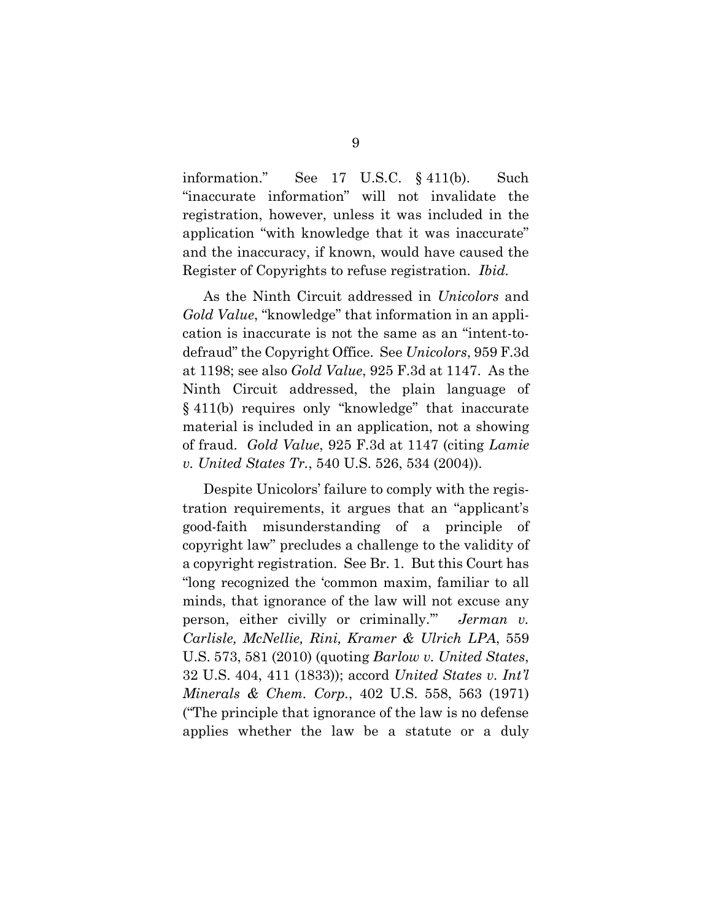information." See 17 U.S.C. § 411(b). Such "inaccurate information" will not invalidate the registration, however, unless it was included in the application "with knowledge that it was inaccurate" and the inaccuracy, if known, would have caused the Register of Copyrights to refuse registration. *Ibid.*

As the Ninth Circuit addressed in *Unicolors* and *Gold Value*, "knowledge" that information in an application is inaccurate is not the same as an "intent-to-defraud" the Copyright Office. See *Unicolors*, 959 F.3d at 1198; see also *Gold Value*, 925 F.3d at 1147. As the Ninth Circuit addressed, the plain language of § 411(b) requires only "knowledge" that inaccurate material is included in an application, not a showing of fraud. *Gold Value*, 925 F.3d at 1147 (citing *Lamie v. United States Tr.*, 540 U.S. 526, 534 (2004)).

Despite Unicolors' failure to comply with the registration requirements, it argues that an "applicant's good-faith misunderstanding of a principle of copyright law" precludes a challenge to the validity of a copyright registration. See Br. 1. But this Court has "long recognized the 'common maxim, familiar to all minds, that ignorance of the law will not excuse any person, either civilly or criminally.'" *Jerman v. Carlisle, McNellie, Rini, Kramer & Ulrich LPA*, 559 U.S. 573, 581 (2010) (quoting *Barlow v. United States*, 32 U.S. 404, 411 (1833)); accord *United States v. Int'l Minerals & Chem. Corp.*, 402 U.S. 558, 563 (1971) ("The principle that ignorance of the law is no defense applies whether the law be a statute or a duly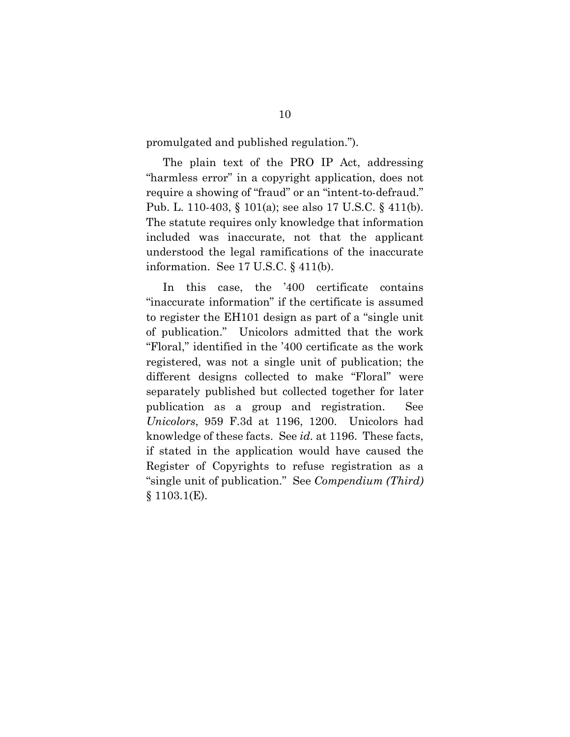promulgated and published regulation.").

The plain text of the PRO IP Act, addressing "harmless error" in a copyright application, does not require a showing of "fraud" or an "intent-to-defraud." Pub. L. 110-403, § 101(a); see also 17 U.S.C. § 411(b). The statute requires only knowledge that information included was inaccurate, not that the applicant understood the legal ramifications of the inaccurate information. See 17 U.S.C. § 411(b).

In this case, the '400 certificate contains "inaccurate information" if the certificate is assumed to register the EH101 design as part of a "single unit of publication." Unicolors admitted that the work "Floral," identified in the '400 certificate as the work registered, was not a single unit of publication; the different designs collected to make "Floral" were separately published but collected together for later publication as a group and registration. See *Unicolors*, 959 F.3d at 1196, 1200. Unicolors had knowledge of these facts. See *id.* at 1196. These facts, if stated in the application would have caused the Register of Copyrights to refuse registration as a "single unit of publication." See *Compendium (Third)* § 1103.1(E).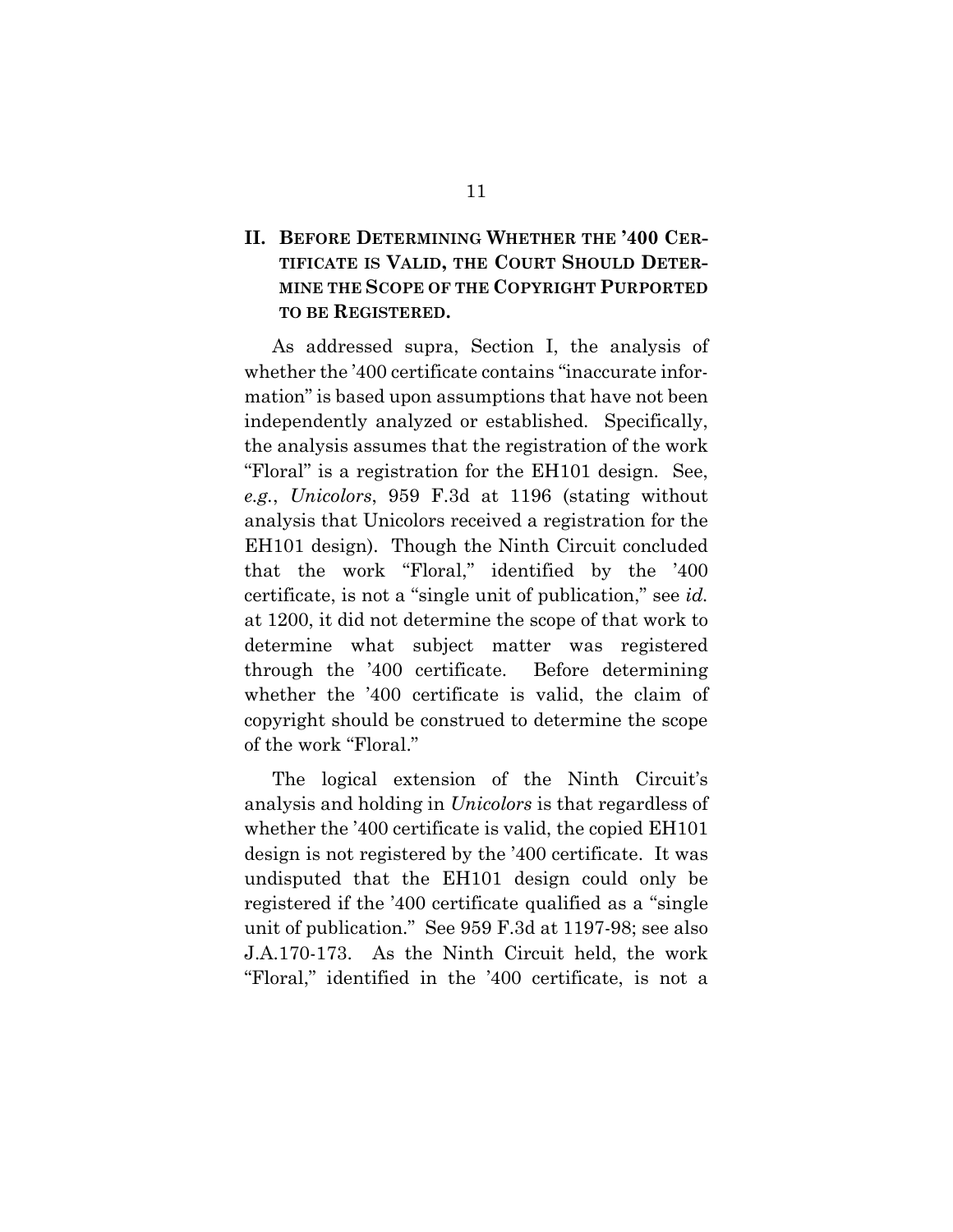## II. BEFORE DETERMINING WHETHER THE ’400 CERTIFICATE IS VALID, THE COURT SHOULD DETERMINE THE SCOPE OF THE COPYRIGHT PURPORTED TO BE REGISTERED.

As addressed supra, Section I, the analysis of whether the ’400 certificate contains “inaccurate information” is based upon assumptions that have not been independently analyzed or established. Specifically, the analysis assumes that the registration of the work “Floral” is a registration for the EH101 design. See, *e.g.*, *Unicolors*, 959 F.3d at 1196 (stating without analysis that Unicolors received a registration for the EH101 design). Though the Ninth Circuit concluded that the work “Floral,” identified by the ’400 certificate, is not a “single unit of publication,” see *id.* at 1200, it did not determine the scope of that work to determine what subject matter was registered through the ’400 certificate. Before determining whether the ’400 certificate is valid, the claim of copyright should be construed to determine the scope of the work “Floral.”

The logical extension of the Ninth Circuit’s analysis and holding in *Unicolors* is that regardless of whether the ’400 certificate is valid, the copied EH101 design is not registered by the ’400 certificate. It was undisputed that the EH101 design could only be registered if the ’400 certificate qualified as a “single unit of publication.” See 959 F.3d at 1197-98; see also J.A.170-173. As the Ninth Circuit held, the work “Floral,” identified in the ’400 certificate, is not a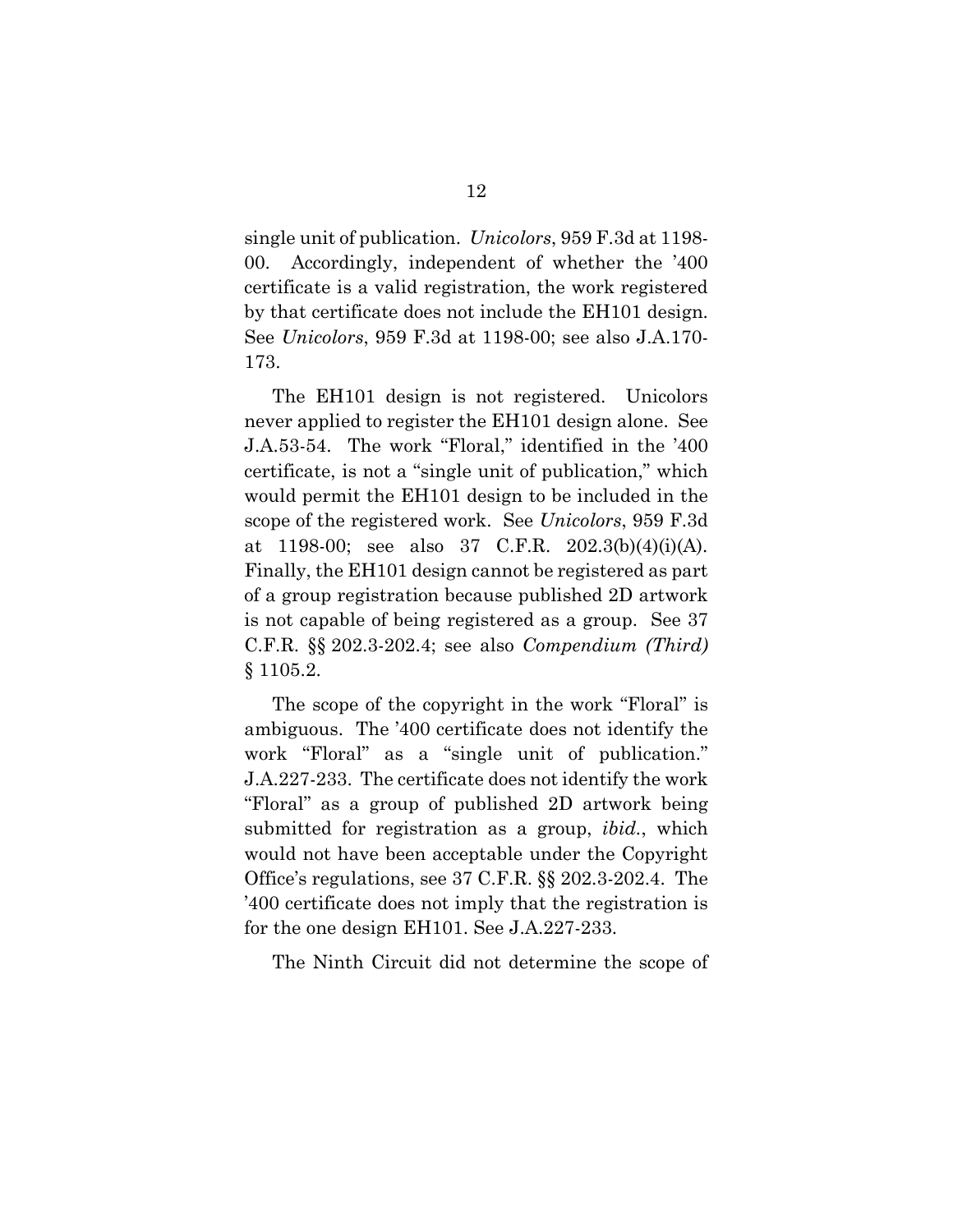single unit of publication. *Unicolors*, 959 F.3d at 1198-00. Accordingly, independent of whether the '400 certificate is a valid registration, the work registered by that certificate does not include the EH101 design. See *Unicolors*, 959 F.3d at 1198-00; see also J.A.170-173.

The EH101 design is not registered. Unicolors never applied to register the EH101 design alone. See J.A.53-54. The work "Floral," identified in the '400 certificate, is not a "single unit of publication," which would permit the EH101 design to be included in the scope of the registered work. See *Unicolors*, 959 F.3d at 1198-00; see also 37 C.F.R. 202.3(b)(4)(i)(A). Finally, the EH101 design cannot be registered as part of a group registration because published 2D artwork is not capable of being registered as a group. See 37 C.F.R. §§ 202.3-202.4; see also *Compendium (Third)* § 1105.2.

The scope of the copyright in the work "Floral" is ambiguous. The '400 certificate does not identify the work "Floral" as a "single unit of publication." J.A.227-233. The certificate does not identify the work "Floral" as a group of published 2D artwork being submitted for registration as a group, *ibid.*, which would not have been acceptable under the Copyright Office's regulations, see 37 C.F.R. §§ 202.3-202.4. The '400 certificate does not imply that the registration is for the one design EH101. See J.A.227-233.

The Ninth Circuit did not determine the scope of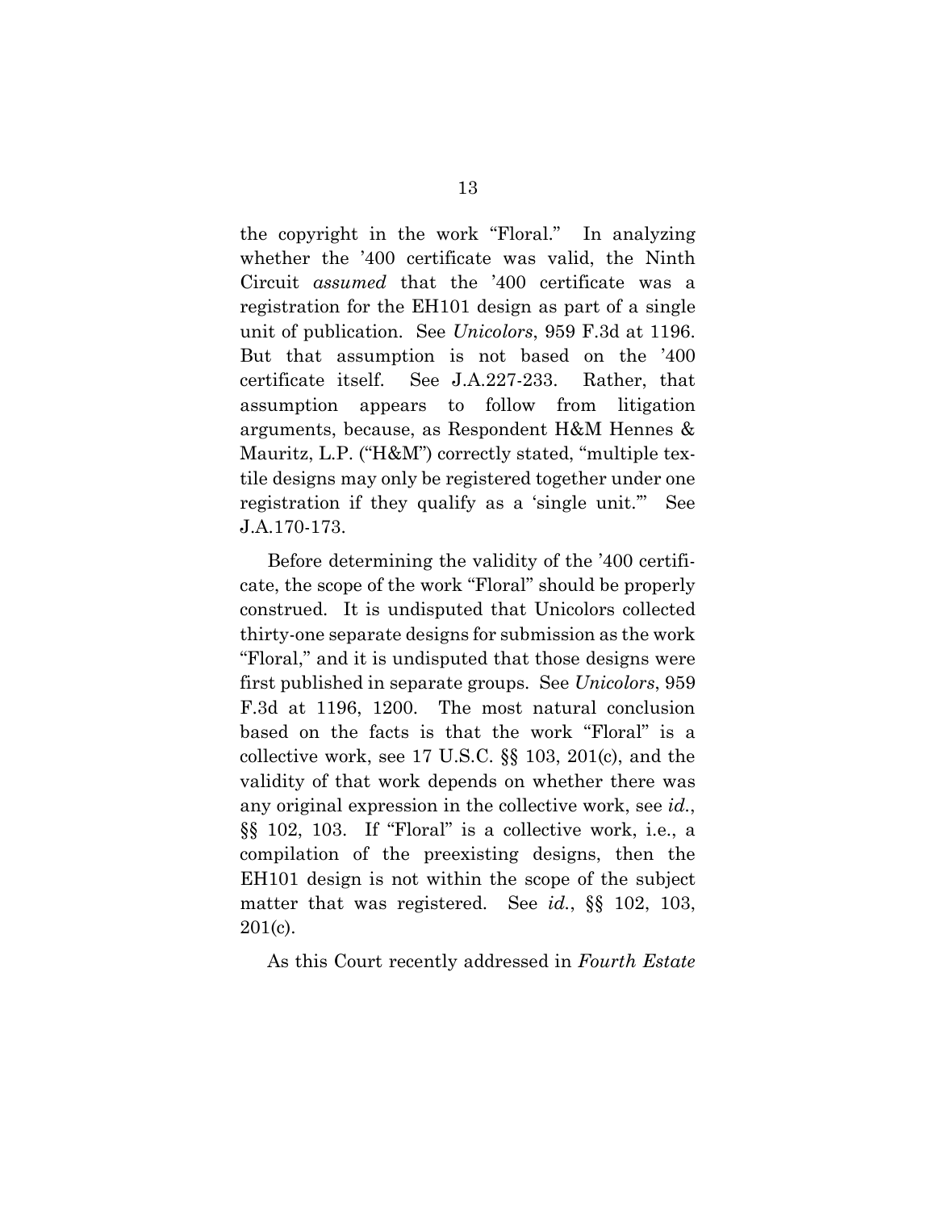the copyright in the work "Floral." In analyzing whether the '400 certificate was valid, the Ninth Circuit *assumed* that the '400 certificate was a registration for the EH101 design as part of a single unit of publication. See *Unicolors*, 959 F.3d at 1196. But that assumption is not based on the '400 certificate itself. See J.A.227-233. Rather, that assumption appears to follow from litigation arguments, because, as Respondent H&M Hennes & Mauritz, L.P. ("H&M") correctly stated, "multiple textile designs may only be registered together under one registration if they qualify as a 'single unit.'" See J.A.170-173.

Before determining the validity of the '400 certificate, the scope of the work "Floral" should be properly construed. It is undisputed that Unicolors collected thirty-one separate designs for submission as the work "Floral," and it is undisputed that those designs were first published in separate groups. See *Unicolors*, 959 F.3d at 1196, 1200. The most natural conclusion based on the facts is that the work "Floral" is a collective work, see 17 U.S.C. §§ 103, 201(c), and the validity of that work depends on whether there was any original expression in the collective work, see *id.*, §§ 102, 103. If "Floral" is a collective work, i.e., a compilation of the preexisting designs, then the EH101 design is not within the scope of the subject matter that was registered. See *id.*, §§ 102, 103, 201(c).

As this Court recently addressed in *Fourth Estate*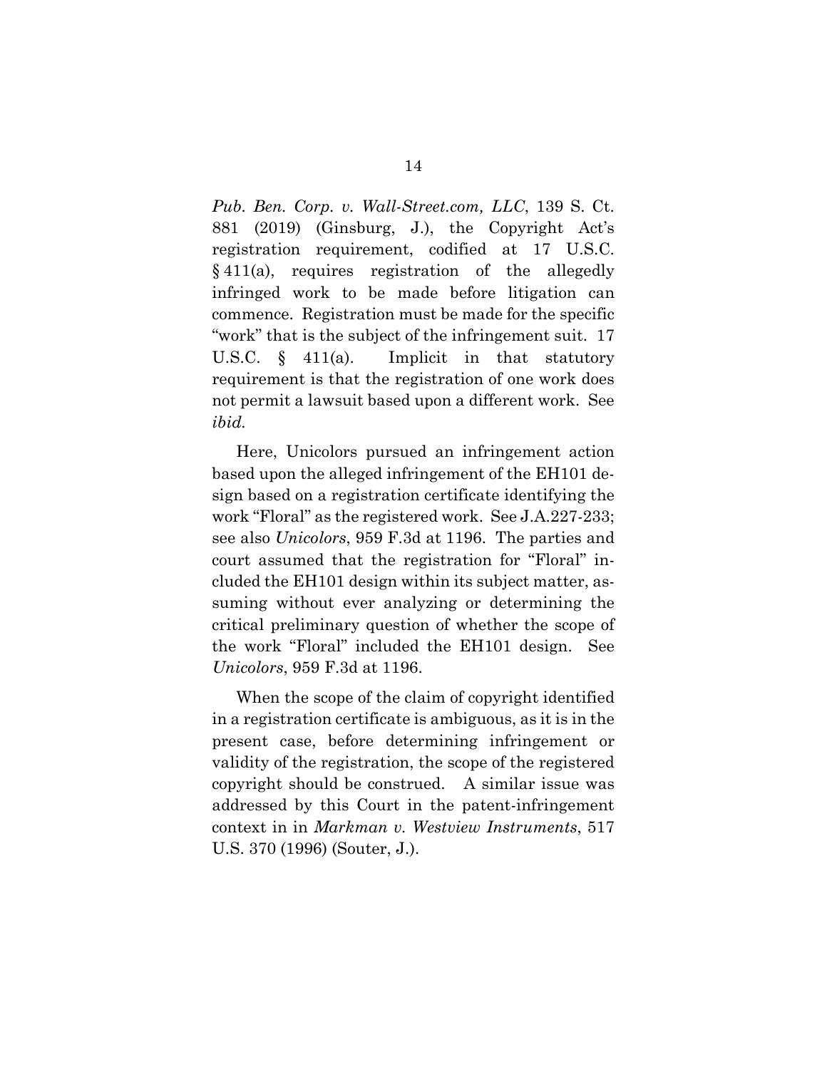*Pub. Ben. Corp. v. Wall-Street.com, LLC*, 139 S. Ct. 881 (2019) (Ginsburg, J.), the Copyright Act's registration requirement, codified at 17 U.S.C. § 411(a), requires registration of the allegedly infringed work to be made before litigation can commence. Registration must be made for the specific "work" that is the subject of the infringement suit. 17 U.S.C. § 411(a). Implicit in that statutory requirement is that the registration of one work does not permit a lawsuit based upon a different work. See *ibid.*

Here, Unicolors pursued an infringement action based upon the alleged infringement of the EH101 design based on a registration certificate identifying the work "Floral" as the registered work. See J.A.227-233; see also *Unicolors*, 959 F.3d at 1196. The parties and court assumed that the registration for "Floral" included the EH101 design within its subject matter, assuming without ever analyzing or determining the critical preliminary question of whether the scope of the work "Floral" included the EH101 design. See *Unicolors*, 959 F.3d at 1196.

When the scope of the claim of copyright identified in a registration certificate is ambiguous, as it is in the present case, before determining infringement or validity of the registration, the scope of the registered copyright should be construed. A similar issue was addressed by this Court in the patent-infringement context in in *Markman v. Westview Instruments*, 517 U.S. 370 (1996) (Souter, J.).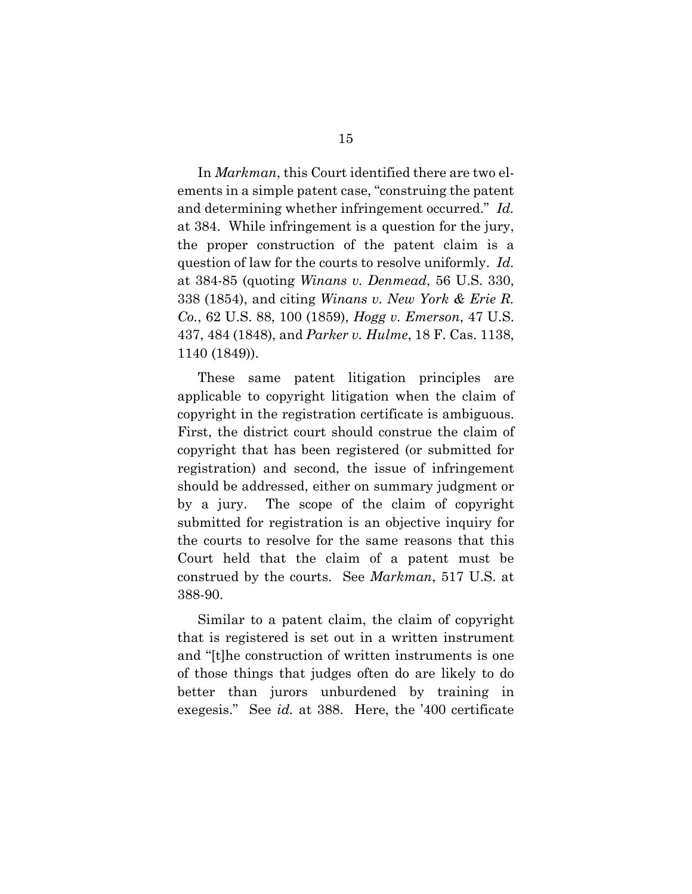In *Markman*, this Court identified there are two elements in a simple patent case, "construing the patent and determining whether infringement occurred." *Id.* at 384. While infringement is a question for the jury, the proper construction of the patent claim is a question of law for the courts to resolve uniformly. *Id.* at 384-85 (quoting *Winans v. Denmead*, 56 U.S. 330, 338 (1854), and citing *Winans v. New York & Erie R. Co.*, 62 U.S. 88, 100 (1859), *Hogg v. Emerson*, 47 U.S. 437, 484 (1848), and *Parker v. Hulme*, 18 F. Cas. 1138, 1140 (1849)).

These same patent litigation principles are applicable to copyright litigation when the claim of copyright in the registration certificate is ambiguous. First, the district court should construe the claim of copyright that has been registered (or submitted for registration) and second, the issue of infringement should be addressed, either on summary judgment or by a jury. The scope of the claim of copyright submitted for registration is an objective inquiry for the courts to resolve for the same reasons that this Court held that the claim of a patent must be construed by the courts. See *Markman*, 517 U.S. at 388-90.

Similar to a patent claim, the claim of copyright that is registered is set out in a written instrument and "[t]he construction of written instruments is one of those things that judges often do are likely to do better than jurors unburdened by training in exegesis." See *id.* at 388. Here, the '400 certificate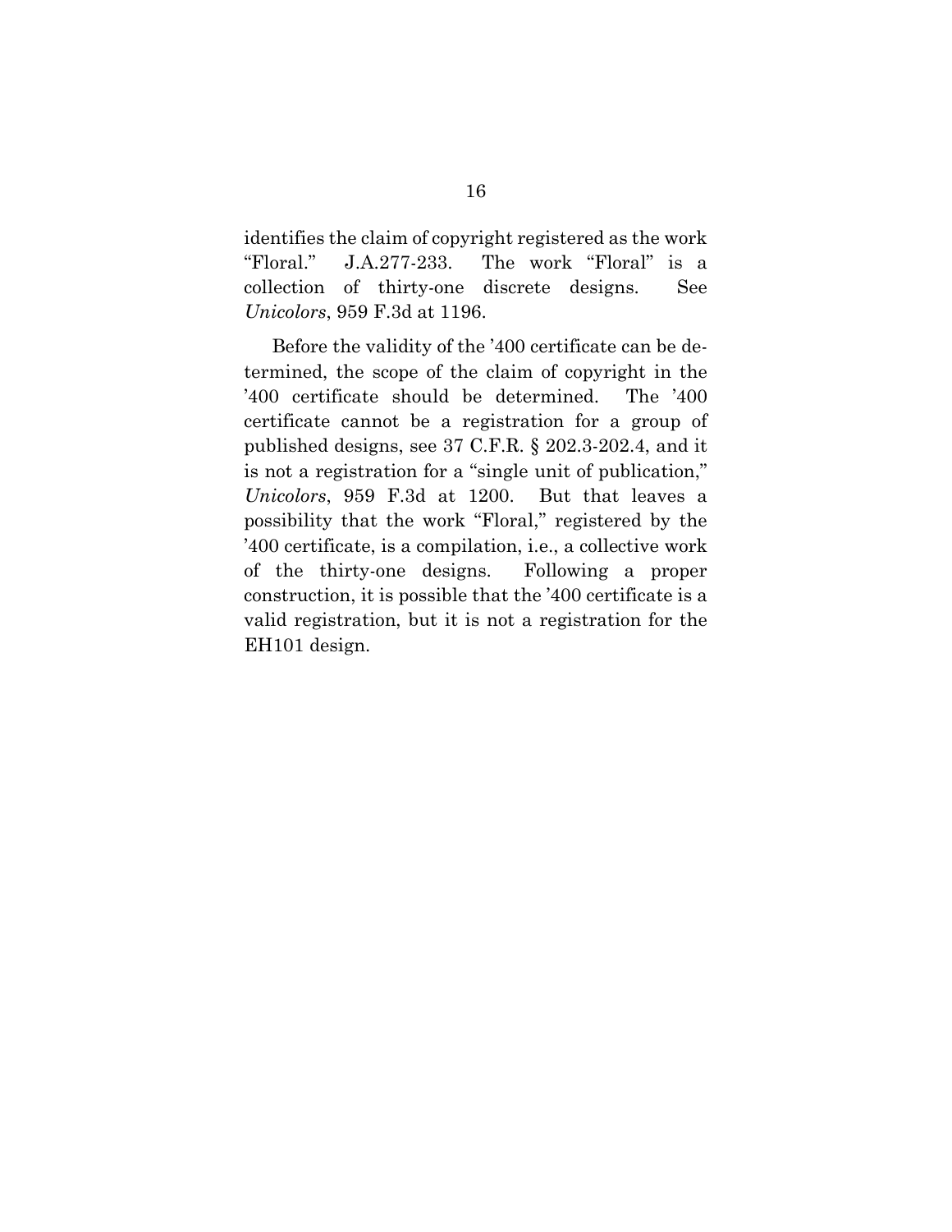identifies the claim of copyright registered as the work "Floral." J.A.277-233. The work "Floral" is a collection of thirty-one discrete designs. See *Unicolors*, 959 F.3d at 1196.

Before the validity of the '400 certificate can be determined, the scope of the claim of copyright in the '400 certificate should be determined. The '400 certificate cannot be a registration for a group of published designs, see 37 C.F.R. § 202.3-202.4, and it is not a registration for a "single unit of publication," *Unicolors*, 959 F.3d at 1200. But that leaves a possibility that the work "Floral," registered by the '400 certificate, is a compilation, i.e., a collective work of the thirty-one designs. Following a proper construction, it is possible that the '400 certificate is a valid registration, but it is not a registration for the EH101 design.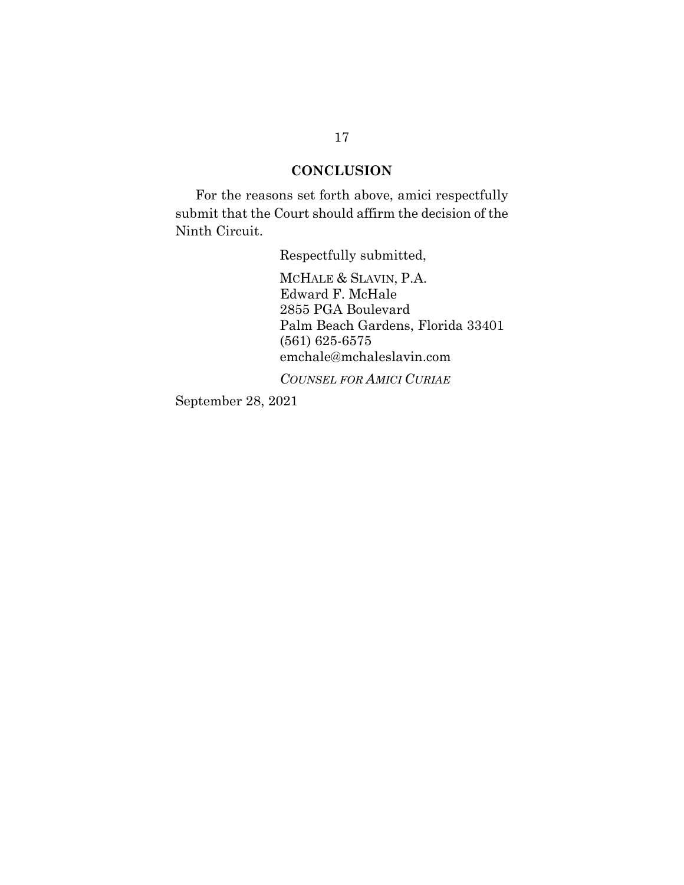## CONCLUSION

For the reasons set forth above, amici respectfully submit that the Court should affirm the decision of the Ninth Circuit.

Respectfully submitted,

MCHALE & SLAVIN, P.A.
Edward F. McHale
2855 PGA Boulevard
Palm Beach Gardens, Florida 33401
(561) 625-6575
emchale@mchaleslavin.com

*COUNSEL FOR AMICI CURIAE*

September 28, 2021